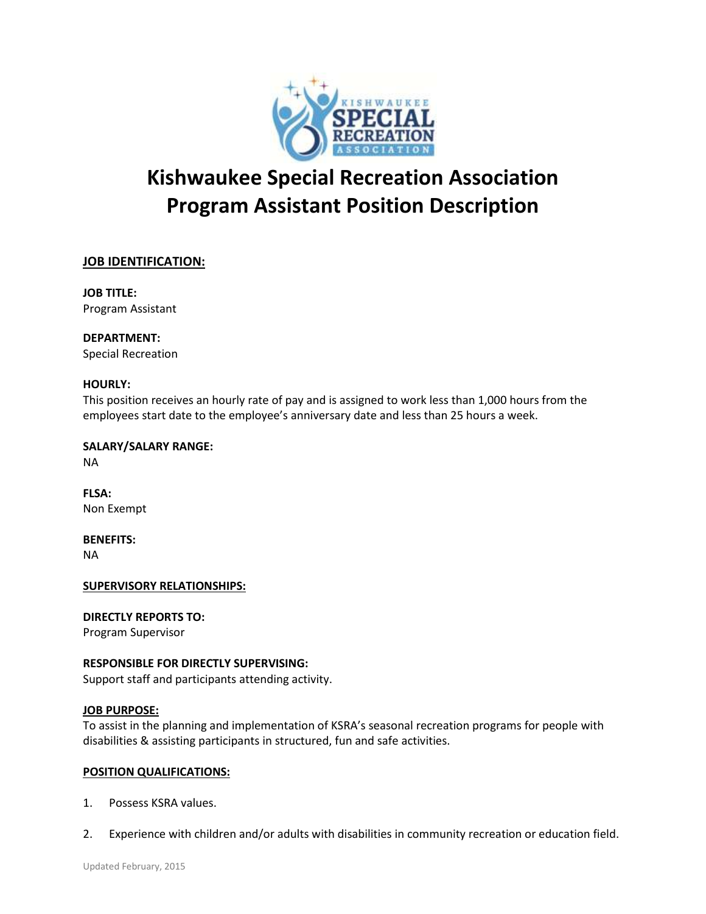# Kishwaukee Special Recreation Association
# Program Assistant Position Description

## JOB IDENTIFICATION:

**JOB TITLE:**
Program Assistant

**DEPARTMENT:**
Special Recreation

**HOURLY:**
This position receives an hourly rate of pay and is assigned to work less than 1,000 hours from the employees start date to the employee's anniversary date and less than 25 hours a week.

**SALARY/SALARY RANGE:**
NA

**FLSA:**
Non Exempt

**BENEFITS:**
NA

## SUPERVISORY RELATIONSHIPS:

**DIRECTLY REPORTS TO:**
Program Supervisor

**RESPONSIBLE FOR DIRECTLY SUPERVISING:**
Support staff and participants attending activity.

## JOB PURPOSE:

To assist in the planning and implementation of KSRA's seasonal recreation programs for people with disabilities & assisting participants in structured, fun and safe activities.

## POSITION QUALIFICATIONS:

1. Possess KSRA values.
2. Experience with children and/or adults with disabilities in community recreation or education field.

Updated February, 2015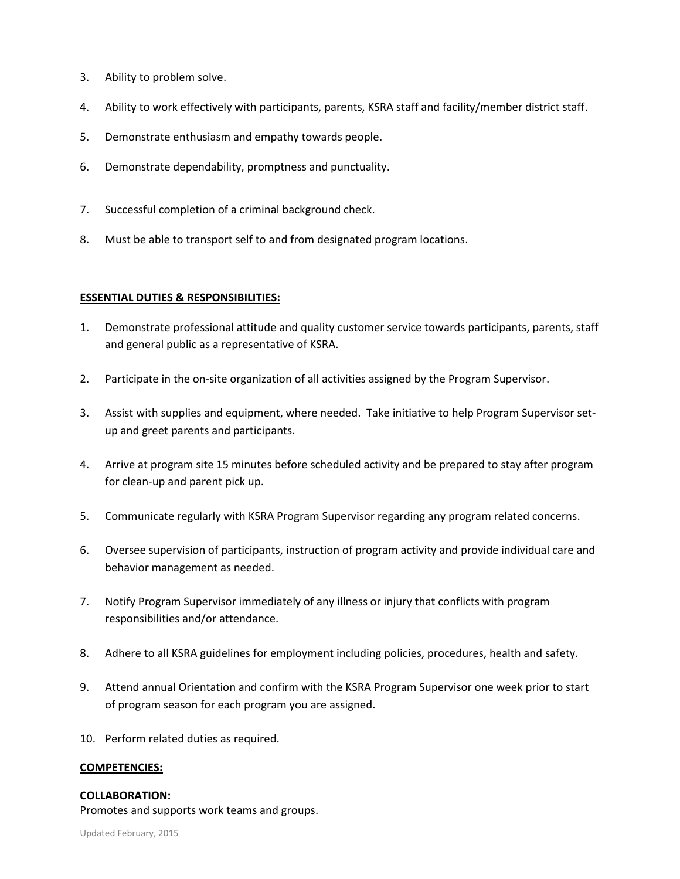3. Ability to problem solve.

4. Ability to work effectively with participants, parents, KSRA staff and facility/member district staff.

5. Demonstrate enthusiasm and empathy towards people.

6. Demonstrate dependability, promptness and punctuality.

7. Successful completion of a criminal background check.

8. Must be able to transport self to and from designated program locations.

**ESSENTIAL DUTIES & RESPONSIBILITIES:**

1. Demonstrate professional attitude and quality customer service towards participants, parents, staff and general public as a representative of KSRA.

2. Participate in the on-site organization of all activities assigned by the Program Supervisor.

3. Assist with supplies and equipment, where needed. Take initiative to help Program Supervisor set-up and greet parents and participants.

4. Arrive at program site 15 minutes before scheduled activity and be prepared to stay after program for clean-up and parent pick up.

5. Communicate regularly with KSRA Program Supervisor regarding any program related concerns.

6. Oversee supervision of participants, instruction of program activity and provide individual care and behavior management as needed.

7. Notify Program Supervisor immediately of any illness or injury that conflicts with program responsibilities and/or attendance.

8. Adhere to all KSRA guidelines for employment including policies, procedures, health and safety.

9. Attend annual Orientation and confirm with the KSRA Program Supervisor one week prior to start of program season for each program you are assigned.

10. Perform related duties as required.

**COMPETENCIES:**

**COLLABORATION:**
Promotes and supports work teams and groups.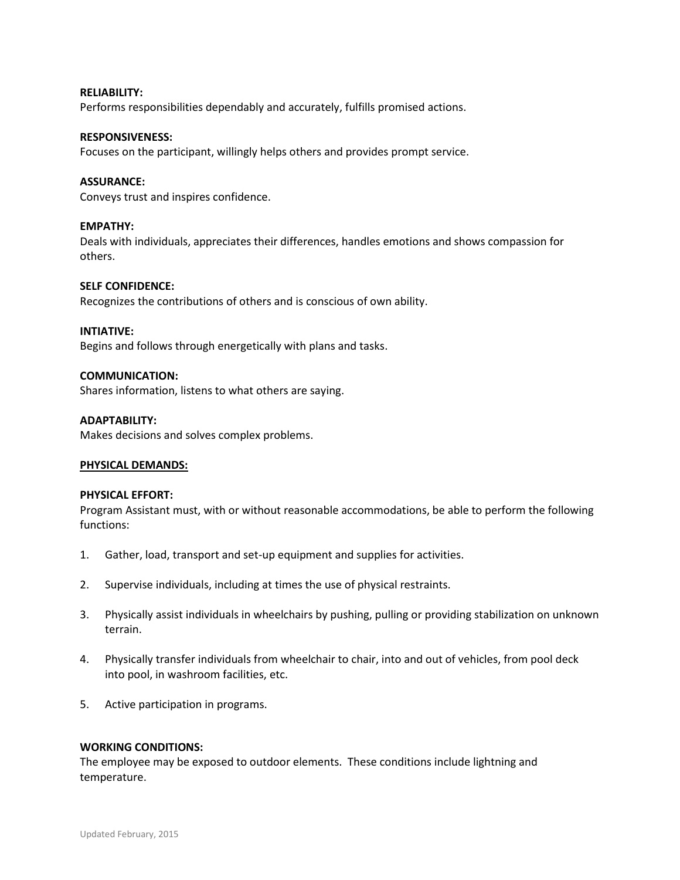**RELIABILITY:**
Performs responsibilities dependably and accurately, fulfills promised actions.

**RESPONSIVENESS:**
Focuses on the participant, willingly helps others and provides prompt service.

**ASSURANCE:**
Conveys trust and inspires confidence.

**EMPATHY:**
Deals with individuals, appreciates their differences, handles emotions and shows compassion for others.

**SELF CONFIDENCE:**
Recognizes the contributions of others and is conscious of own ability.

**INTIATIVE:**
Begins and follows through energetically with plans and tasks.

**COMMUNICATION:**
Shares information, listens to what others are saying.

**ADAPTABILITY:**
Makes decisions and solves complex problems.

**PHYSICAL DEMANDS:**

**PHYSICAL EFFORT:**
Program Assistant must, with or without reasonable accommodations, be able to perform the following functions:

1. Gather, load, transport and set-up equipment and supplies for activities.
2. Supervise individuals, including at times the use of physical restraints.
3. Physically assist individuals in wheelchairs by pushing, pulling or providing stabilization on unknown terrain.
4. Physically transfer individuals from wheelchair to chair, into and out of vehicles, from pool deck into pool, in washroom facilities, etc.
5. Active participation in programs.

**WORKING CONDITIONS:**
The employee may be exposed to outdoor elements. These conditions include lightning and temperature.

Updated February, 2015